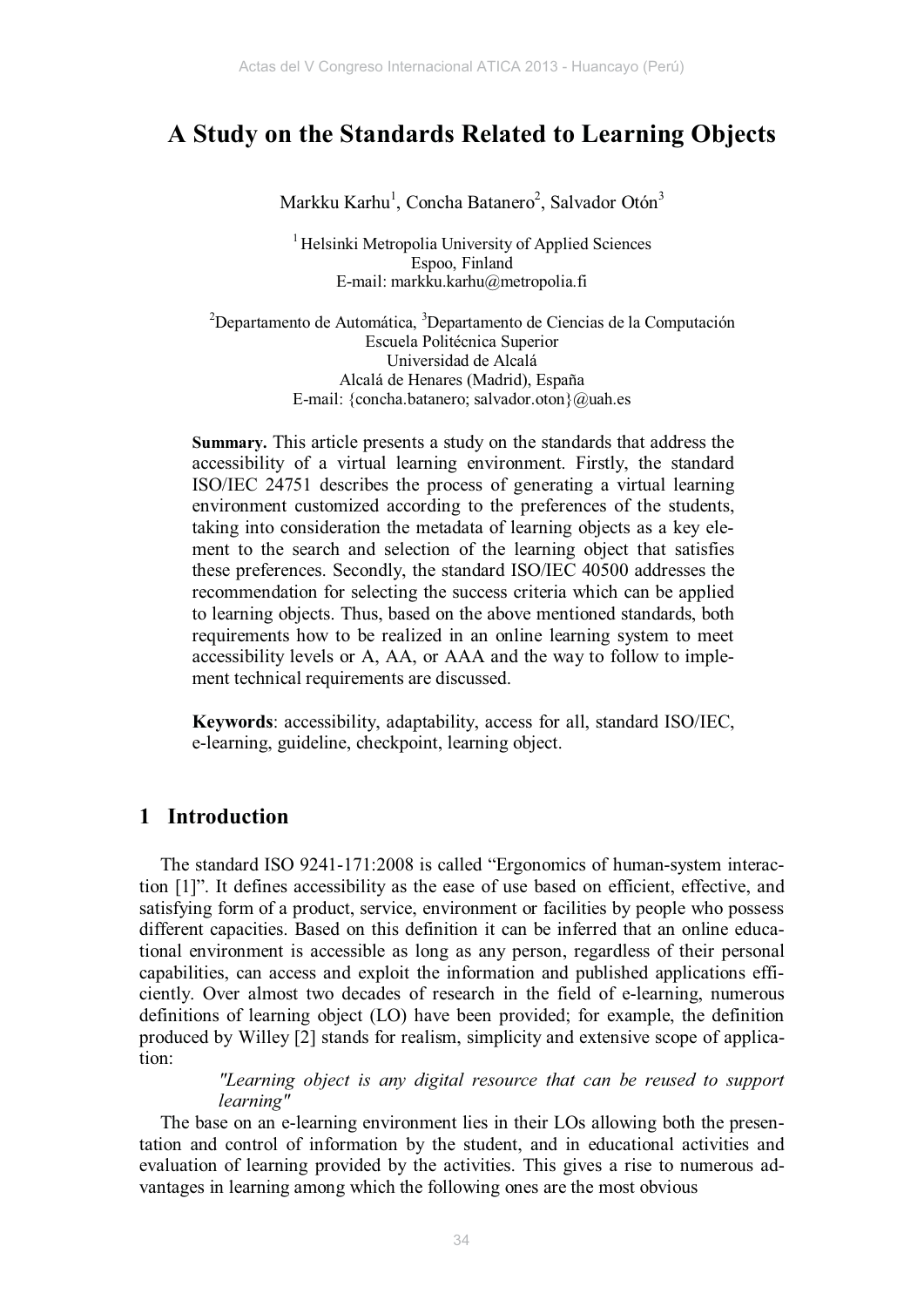# A Study on the Standards Related to Learning Objects

Markku Karhu[1], Concha Batanero[2], Salvador Otón[3]

[1] Helsinki Metropolia University of Applied Sciences
Espoo, Finland
E-mail: markku.karhu@metropolia.fi

[2]Departamento de Automática, [3]Departamento de Ciencias de la Computación
Escuela Politécnica Superior
Universidad de Alcalá
Alcalá de Henares (Madrid), España
E-mail: {concha.batanero; salvador.oton}@uah.es

**Summary.** This article presents a study on the standards that address the accessibility of a virtual learning environment. Firstly, the standard ISO/IEC 24751 describes the process of generating a virtual learning environment customized according to the preferences of the students, taking into consideration the metadata of learning objects as a key element to the search and selection of the learning object that satisfies these preferences. Secondly, the standard ISO/IEC 40500 addresses the recommendation for selecting the success criteria which can be applied to learning objects. Thus, based on the above mentioned standards, both requirements how to be realized in an online learning system to meet accessibility levels or A, AA, or AAA and the way to follow to implement technical requirements are discussed.

**Keywords**: accessibility, adaptability, access for all, standard ISO/IEC, e-learning, guideline, checkpoint, learning object.

## 1 Introduction

The standard ISO 9241-171:2008 is called "Ergonomics of human-system interaction [1]". It defines accessibility as the ease of use based on efficient, effective, and satisfying form of a product, service, environment or facilities by people who possess different capacities. Based on this definition it can be inferred that an online educational environment is accessible as long as any person, regardless of their personal capabilities, can access and exploit the information and published applications efficiently. Over almost two decades of research in the field of e-learning, numerous definitions of learning object (LO) have been provided; for example, the definition produced by Willey [2] stands for realism, simplicity and extensive scope of application:

> *"Learning object is any digital resource that can be reused to support learning"*

The base on an e-learning environment lies in their LOs allowing both the presentation and control of information by the student, and in educational activities and evaluation of learning provided by the activities. This gives a rise to numerous advantages in learning among which the following ones are the most obvious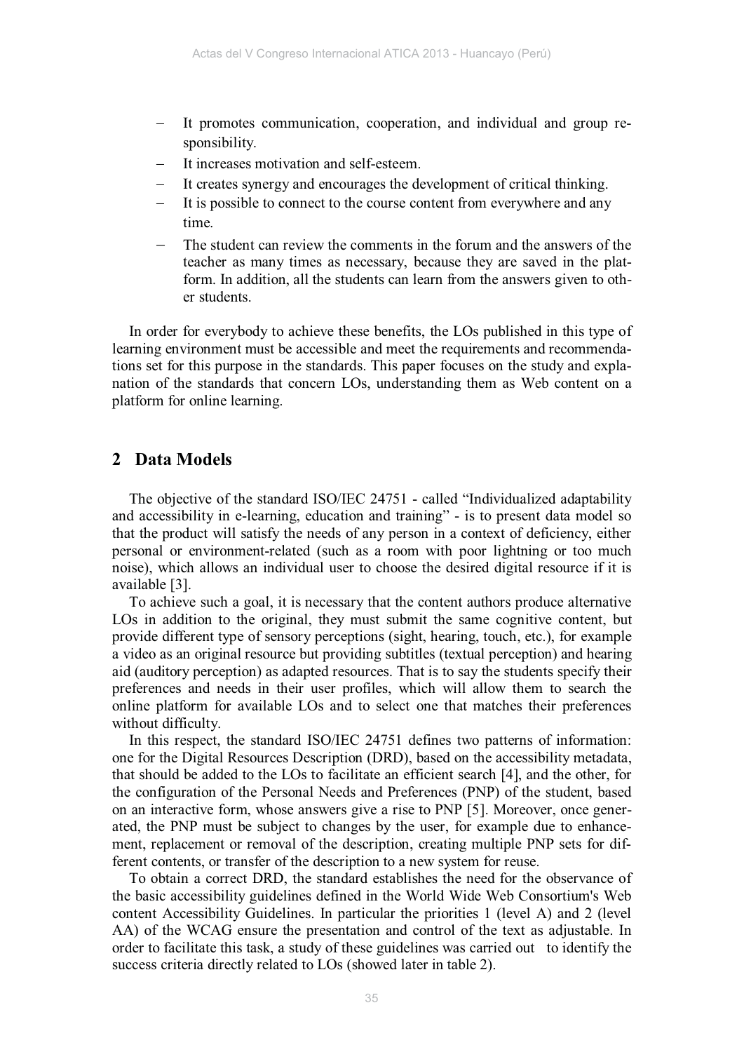- It promotes communication, cooperation, and individual and group responsibility.
- It increases motivation and self-esteem.
- It creates synergy and encourages the development of critical thinking.
- It is possible to connect to the course content from everywhere and any time.
- The student can review the comments in the forum and the answers of the teacher as many times as necessary, because they are saved in the platform. In addition, all the students can learn from the answers given to other students.

In order for everybody to achieve these benefits, the LOs published in this type of learning environment must be accessible and meet the requirements and recommendations set for this purpose in the standards. This paper focuses on the study and explanation of the standards that concern LOs, understanding them as Web content on a platform for online learning.

## 2 Data Models

The objective of the standard ISO/IEC 24751 - called "Individualized adaptability and accessibility in e-learning, education and training" - is to present data model so that the product will satisfy the needs of any person in a context of deficiency, either personal or environment-related (such as a room with poor lightning or too much noise), which allows an individual user to choose the desired digital resource if it is available [3].

To achieve such a goal, it is necessary that the content authors produce alternative LOs in addition to the original, they must submit the same cognitive content, but provide different type of sensory perceptions (sight, hearing, touch, etc.), for example a video as an original resource but providing subtitles (textual perception) and hearing aid (auditory perception) as adapted resources. That is to say the students specify their preferences and needs in their user profiles, which will allow them to search the online platform for available LOs and to select one that matches their preferences without difficulty.

In this respect, the standard ISO/IEC 24751 defines two patterns of information: one for the Digital Resources Description (DRD), based on the accessibility metadata, that should be added to the LOs to facilitate an efficient search [4], and the other, for the configuration of the Personal Needs and Preferences (PNP) of the student, based on an interactive form, whose answers give a rise to PNP [5]. Moreover, once generated, the PNP must be subject to changes by the user, for example due to enhancement, replacement or removal of the description, creating multiple PNP sets for different contents, or transfer of the description to a new system for reuse.

To obtain a correct DRD, the standard establishes the need for the observance of the basic accessibility guidelines defined in the World Wide Web Consortium's Web content Accessibility Guidelines. In particular the priorities 1 (level A) and 2 (level AA) of the WCAG ensure the presentation and control of the text as adjustable. In order to facilitate this task, a study of these guidelines was carried out to identify the success criteria directly related to LOs (showed later in table 2).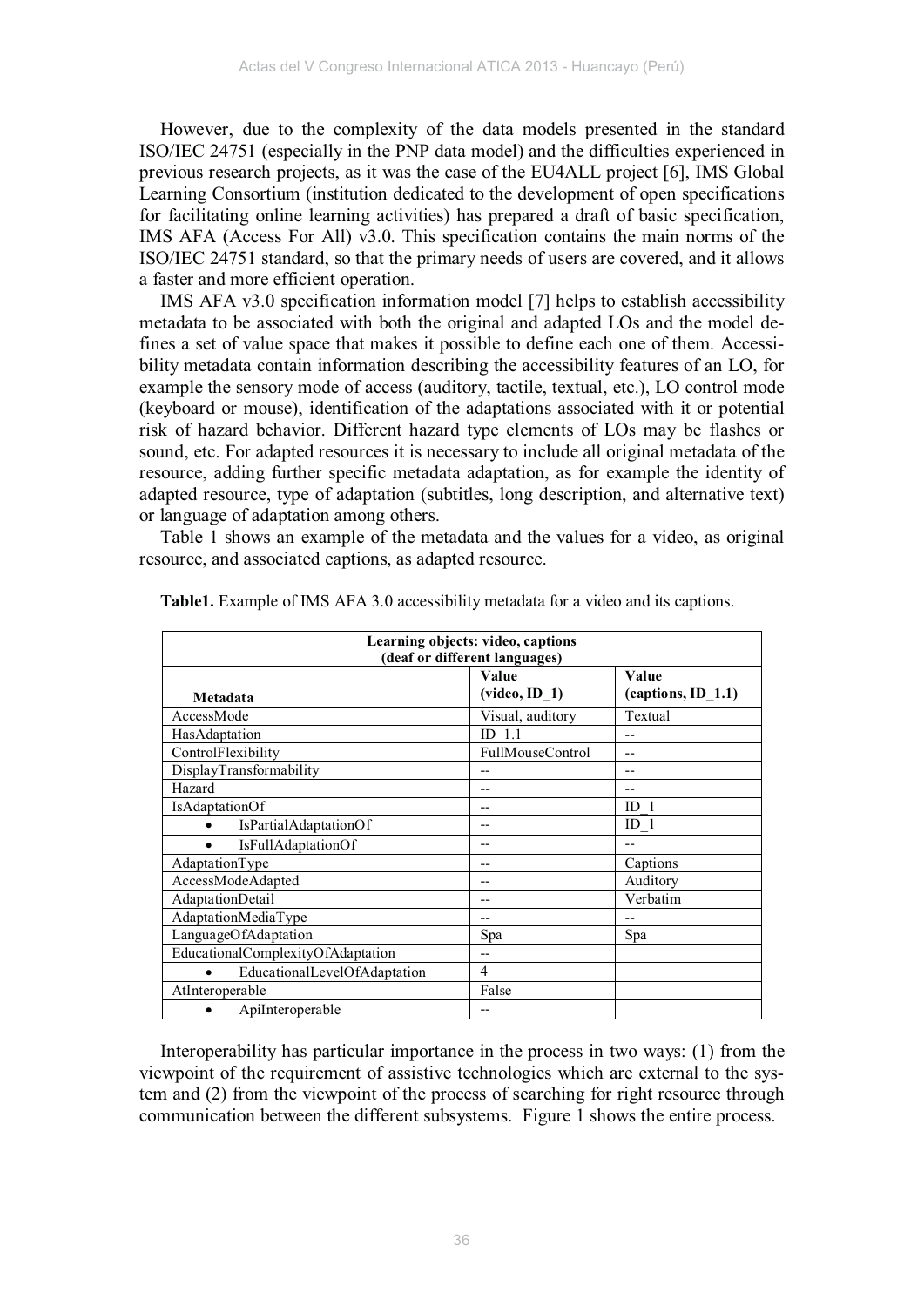However, due to the complexity of the data models presented in the standard ISO/IEC 24751 (especially in the PNP data model) and the difficulties experienced in previous research projects, as it was the case of the EU4ALL project [6], IMS Global Learning Consortium (institution dedicated to the development of open specifications for facilitating online learning activities) has prepared a draft of basic specification, IMS AFA (Access For All) v3.0. This specification contains the main norms of the ISO/IEC 24751 standard, so that the primary needs of users are covered, and it allows a faster and more efficient operation.

IMS AFA v3.0 specification information model [7] helps to establish accessibility metadata to be associated with both the original and adapted LOs and the model defines a set of value space that makes it possible to define each one of them. Accessibility metadata contain information describing the accessibility features of an LO, for example the sensory mode of access (auditory, tactile, textual, etc.), LO control mode (keyboard or mouse), identification of the adaptations associated with it or potential risk of hazard behavior. Different hazard type elements of LOs may be flashes or sound, etc. For adapted resources it is necessary to include all original metadata of the resource, adding further specific metadata adaptation, as for example the identity of adapted resource, type of adaptation (subtitles, long description, and alternative text) or language of adaptation among others.

Table 1 shows an example of the metadata and the values for a video, as original resource, and associated captions, as adapted resource.

**Table1.** Example of IMS AFA 3.0 accessibility metadata for a video and its captions.

| Learning objects: video, captions (deaf or different languages) | | |
|---|---|---|
| **Metadata** | **Value (video, ID_1)** | **Value (captions, ID_1.1)** |
| AccessMode | Visual, auditory | Textual |
| HasAdaptation | ID_1.1 | -- |
| ControlFlexibility | FullMouseControl | -- |
| DisplayTransformability | -- | -- |
| Hazard | -- | -- |
| IsAdaptationOf | -- | ID_1 |
| • IsPartialAdaptationOf | -- | ID_1 |
| • IsFullAdaptationOf | -- | -- |
| AdaptationType | -- | Captions |
| AccessModeAdapted | -- | Auditory |
| AdaptationDetail | -- | Verbatim |
| AdaptationMediaType | -- | -- |
| LanguageOfAdaptation | Spa | Spa |
| EducationalComplexityOfAdaptation | -- | |
| • EducationalLevelOfAdaptation | 4 | |
| AtInteroperable | False | |
| • ApiInteroperable | -- | |

Interoperability has particular importance in the process in two ways: (1) from the viewpoint of the requirement of assistive technologies which are external to the system and (2) from the viewpoint of the process of searching for right resource through communication between the different subsystems. Figure 1 shows the entire process.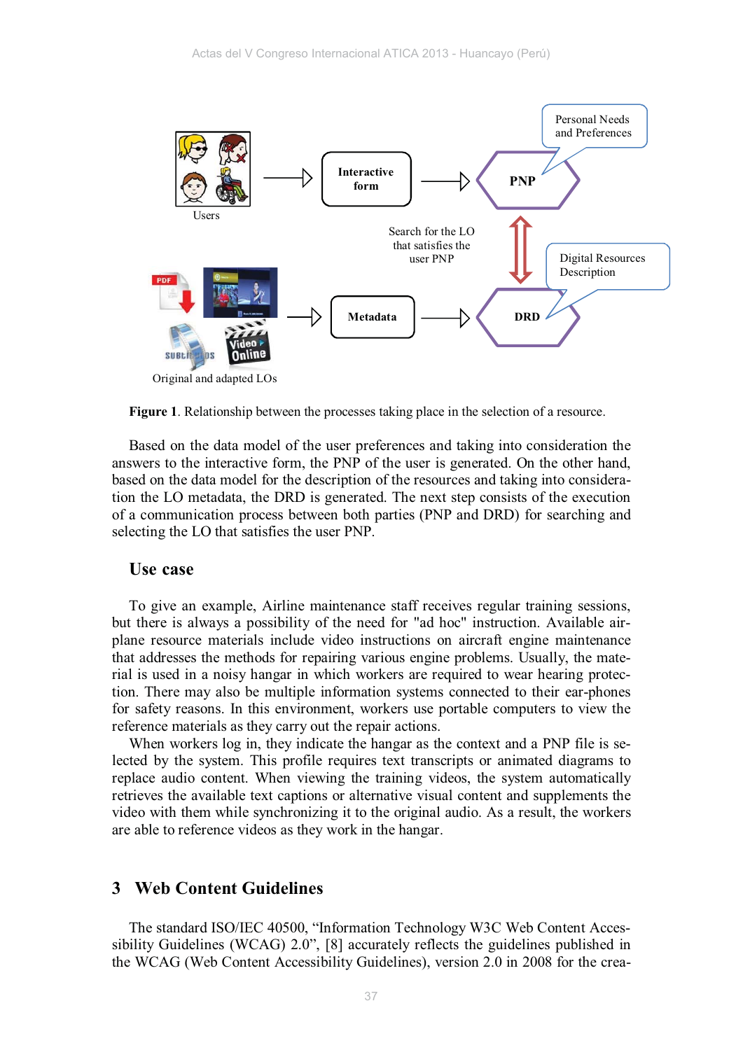**Figure 1**. Relationship between the processes taking place in the selection of a resource.

Based on the data model of the user preferences and taking into consideration the answers to the interactive form, the PNP of the user is generated. On the other hand, based on the data model for the description of the resources and taking into consideration the LO metadata, the DRD is generated. The next step consists of the execution of a communication process between both parties (PNP and DRD) for searching and selecting the LO that satisfies the user PNP.

## Use case

To give an example, Airline maintenance staff receives regular training sessions, but there is always a possibility of the need for "ad hoc" instruction. Available airplane resource materials include video instructions on aircraft engine maintenance that addresses the methods for repairing various engine problems. Usually, the material is used in a noisy hangar in which workers are required to wear hearing protection. There may also be multiple information systems connected to their ear-phones for safety reasons. In this environment, workers use portable computers to view the reference materials as they carry out the repair actions.

When workers log in, they indicate the hangar as the context and a PNP file is selected by the system. This profile requires text transcripts or animated diagrams to replace audio content. When viewing the training videos, the system automatically retrieves the available text captions or alternative visual content and supplements the video with them while synchronizing it to the original audio. As a result, the workers are able to reference videos as they work in the hangar.

# 3 Web Content Guidelines

The standard ISO/IEC 40500, "Information Technology W3C Web Content Accessibility Guidelines (WCAG) 2.0", [8] accurately reflects the guidelines published in the WCAG (Web Content Accessibility Guidelines), version 2.0 in 2008 for the crea-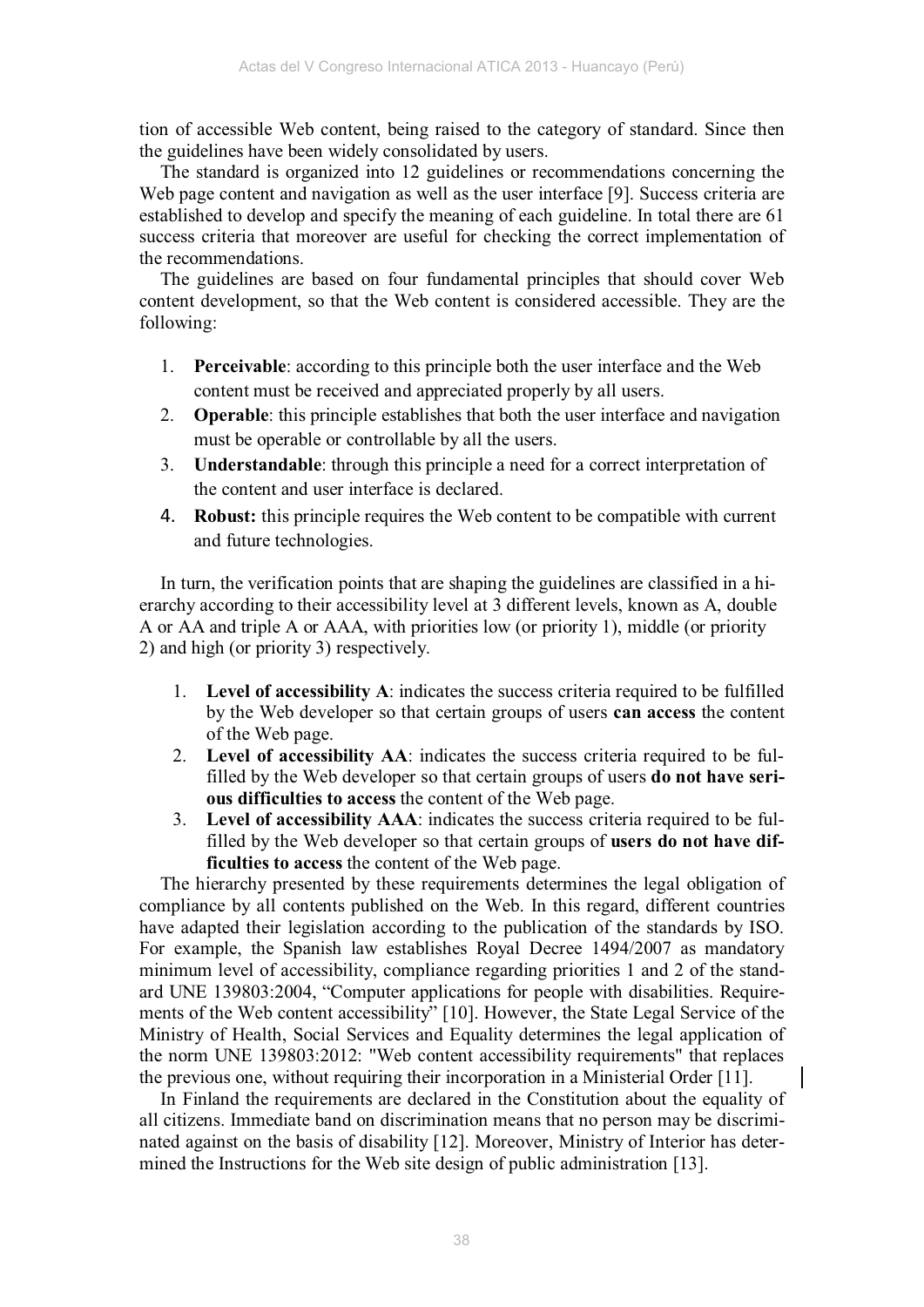tion of accessible Web content, being raised to the category of standard. Since then the guidelines have been widely consolidated by users.

The standard is organized into 12 guidelines or recommendations concerning the Web page content and navigation as well as the user interface [9]. Success criteria are established to develop and specify the meaning of each guideline. In total there are 61 success criteria that moreover are useful for checking the correct implementation of the recommendations.

The guidelines are based on four fundamental principles that should cover Web content development, so that the Web content is considered accessible. They are the following:

1. **Perceivable**: according to this principle both the user interface and the Web content must be received and appreciated properly by all users.
2. **Operable**: this principle establishes that both the user interface and navigation must be operable or controllable by all the users.
3. **Understandable**: through this principle a need for a correct interpretation of the content and user interface is declared.
4. **Robust:** this principle requires the Web content to be compatible with current and future technologies.

In turn, the verification points that are shaping the guidelines are classified in a hierarchy according to their accessibility level at 3 different levels, known as A, double A or AA and triple A or AAA, with priorities low (or priority 1), middle (or priority 2) and high (or priority 3) respectively.

1. **Level of accessibility A**: indicates the success criteria required to be fulfilled by the Web developer so that certain groups of users **can access** the content of the Web page.
2. **Level of accessibility AA**: indicates the success criteria required to be fulfilled by the Web developer so that certain groups of users **do not have serious difficulties to access** the content of the Web page.
3. **Level of accessibility AAA**: indicates the success criteria required to be fulfilled by the Web developer so that certain groups of **users do not have difficulties to access** the content of the Web page.

The hierarchy presented by these requirements determines the legal obligation of compliance by all contents published on the Web. In this regard, different countries have adapted their legislation according to the publication of the standards by ISO. For example, the Spanish law establishes Royal Decree 1494/2007 as mandatory minimum level of accessibility, compliance regarding priorities 1 and 2 of the standard UNE 139803:2004, "Computer applications for people with disabilities. Requirements of the Web content accessibility" [10]. However, the State Legal Service of the Ministry of Health, Social Services and Equality determines the legal application of the norm UNE 139803:2012: "Web content accessibility requirements" that replaces the previous one, without requiring their incorporation in a Ministerial Order [11].

In Finland the requirements are declared in the Constitution about the equality of all citizens. Immediate band on discrimination means that no person may be discriminated against on the basis of disability [12]. Moreover, Ministry of Interior has determined the Instructions for the Web site design of public administration [13].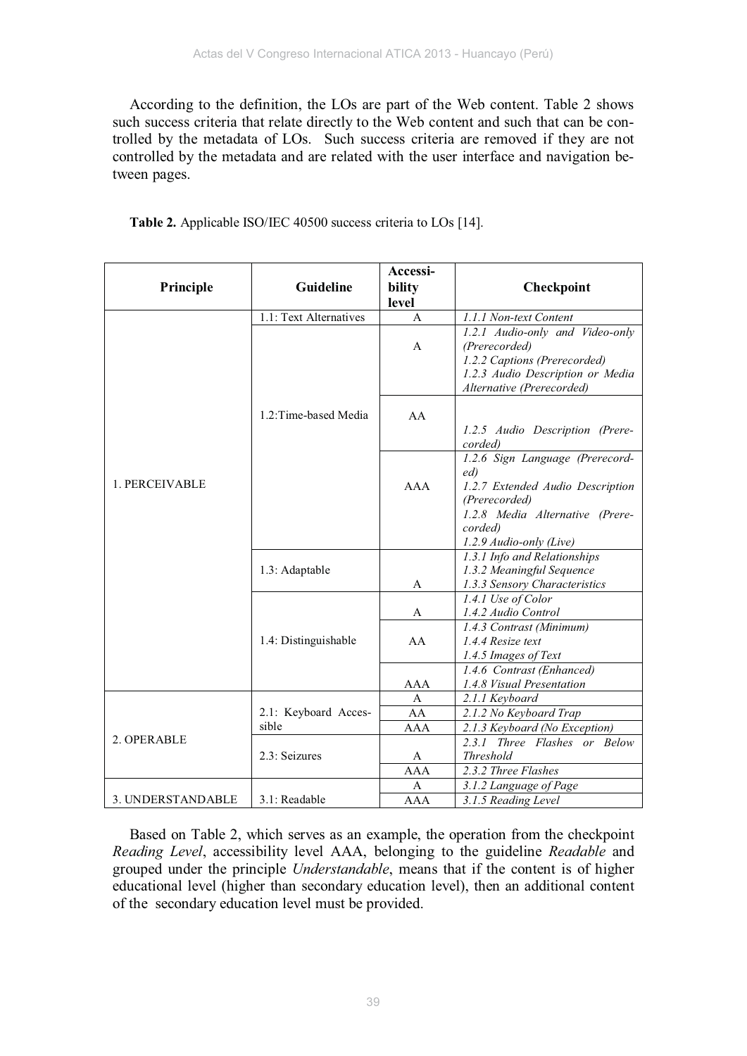According to the definition, the LOs are part of the Web content. Table 2 shows such success criteria that relate directly to the Web content and such that can be controlled by the metadata of LOs. Such success criteria are removed if they are not controlled by the metadata and are related with the user interface and navigation between pages.

**Table 2.** Applicable ISO/IEC 40500 success criteria to LOs [14].

| Principle | Guideline | Accessibility level | Checkpoint |
|---|---|---|---|
| 1. PERCEIVABLE | 1.1: Text Alternatives | A | *1.1.1 Non-text Content* |
| | 1.2:Time-based Media | A | *1.2.1 Audio-only and Video-only (Prerecorded)*<br>*1.2.2 Captions (Prerecorded)*<br>*1.2.3 Audio Description or Media Alternative (Prerecorded)* |
| | | AA | *1.2.5 Audio Description (Prerecorded)* |
| | | AAA | *1.2.6 Sign Language (Prerecorded)*<br>*1.2.7 Extended Audio Description (Prerecorded)*<br>*1.2.8 Media Alternative (Prerecorded)*<br>*1.2.9 Audio-only (Live)* |
| | 1.3: Adaptable | A | *1.3.1 Info and Relationships*<br>*1.3.2 Meaningful Sequence*<br>*1.3.3 Sensory Characteristics* |
| | 1.4: Distinguishable | A | *1.4.1 Use of Color*<br>*1.4.2 Audio Control* |
| | | AA | *1.4.3 Contrast (Minimum)*<br>*1.4.4 Resize text*<br>*1.4.5 Images of Text* |
| | | AAA | *1.4.6 Contrast (Enhanced)*<br>*1.4.8 Visual Presentation* |
| 2. OPERABLE | 2.1: Keyboard Accessible | A | *2.1.1 Keyboard* |
| | | AA | *2.1.2 No Keyboard Trap* |
| | | AAA | *2.1.3 Keyboard (No Exception)* |
| | 2.3: Seizures | A | *2.3.1 Three Flashes or Below Threshold* |
| | | AAA | *2.3.2 Three Flashes* |
| 3. UNDERSTANDABLE | 3.1: Readable | A | *3.1.2 Language of Page* |
| | | AAA | *3.1.5 Reading Level* |

Based on Table 2, which serves as an example, the operation from the checkpoint *Reading Level*, accessibility level AAA, belonging to the guideline *Readable* and grouped under the principle *Understandable*, means that if the content is of higher educational level (higher than secondary education level), then an additional content of the secondary education level must be provided.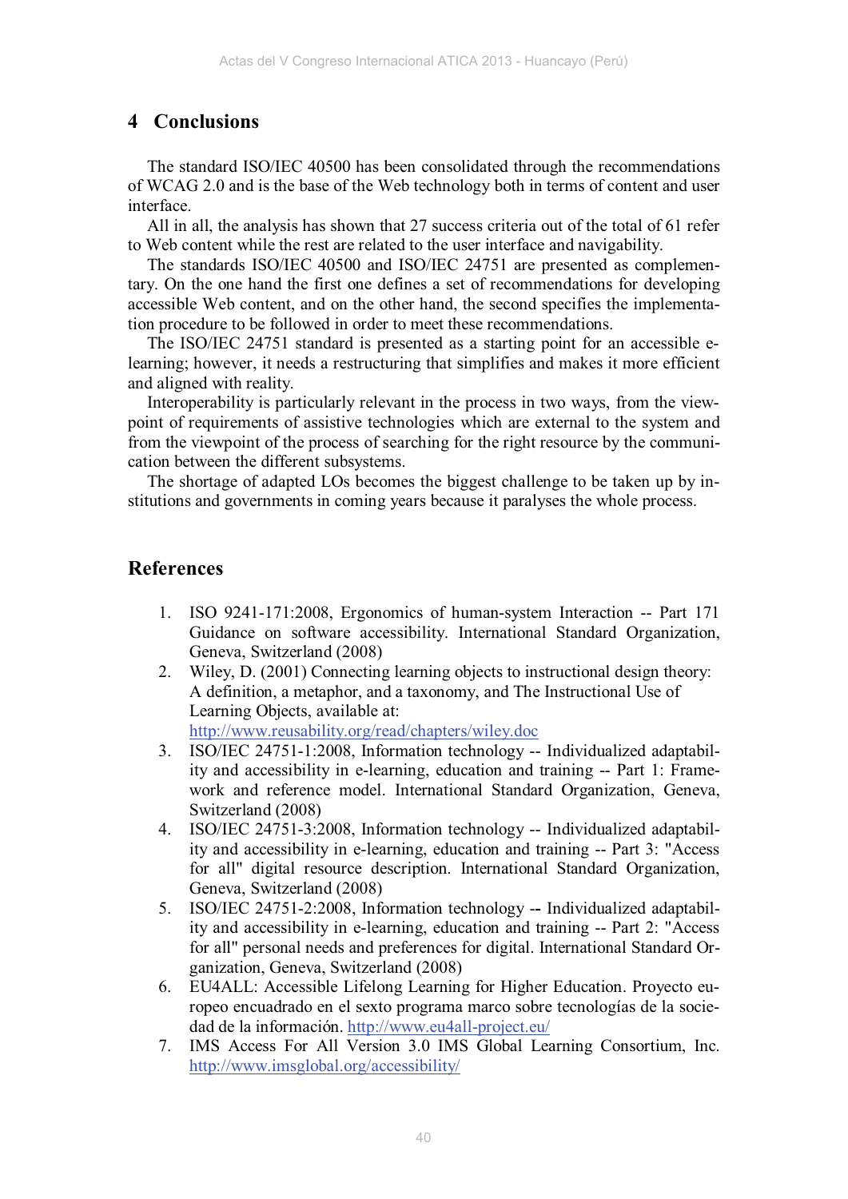## 4 Conclusions

The standard ISO/IEC 40500 has been consolidated through the recommendations of WCAG 2.0 and is the base of the Web technology both in terms of content and user interface.

All in all, the analysis has shown that 27 success criteria out of the total of 61 refer to Web content while the rest are related to the user interface and navigability.

The standards ISO/IEC 40500 and ISO/IEC 24751 are presented as complementary. On the one hand the first one defines a set of recommendations for developing accessible Web content, and on the other hand, the second specifies the implementation procedure to be followed in order to meet these recommendations.

The ISO/IEC 24751 standard is presented as a starting point for an accessible e-learning; however, it needs a restructuring that simplifies and makes it more efficient and aligned with reality.

Interoperability is particularly relevant in the process in two ways, from the viewpoint of requirements of assistive technologies which are external to the system and from the viewpoint of the process of searching for the right resource by the communication between the different subsystems.

The shortage of adapted LOs becomes the biggest challenge to be taken up by institutions and governments in coming years because it paralyses the whole process.

## References

1. ISO 9241-171:2008, Ergonomics of human-system Interaction -- Part 171 Guidance on software accessibility. International Standard Organization, Geneva, Switzerland (2008)
2. Wiley, D. (2001) Connecting learning objects to instructional design theory: A definition, a metaphor, and a taxonomy, and The Instructional Use of Learning Objects, available at: http://www.reusability.org/read/chapters/wiley.doc
3. ISO/IEC 24751-1:2008, Information technology -- Individualized adaptability and accessibility in e-learning, education and training -- Part 1: Framework and reference model. International Standard Organization, Geneva, Switzerland (2008)
4. ISO/IEC 24751-3:2008, Information technology -- Individualized adaptability and accessibility in e-learning, education and training -- Part 3: "Access for all" digital resource description. International Standard Organization, Geneva, Switzerland (2008)
5. ISO/IEC 24751-2:2008, Information technology -- Individualized adaptability and accessibility in e-learning, education and training -- Part 2: "Access for all" personal needs and preferences for digital. International Standard Organization, Geneva, Switzerland (2008)
6. EU4ALL: Accessible Lifelong Learning for Higher Education. Proyecto europeo encuadrado en el sexto programa marco sobre tecnologías de la sociedad de la información. http://www.eu4all-project.eu/
7. IMS Access For All Version 3.0 IMS Global Learning Consortium, Inc. http://www.imsglobal.org/accessibility/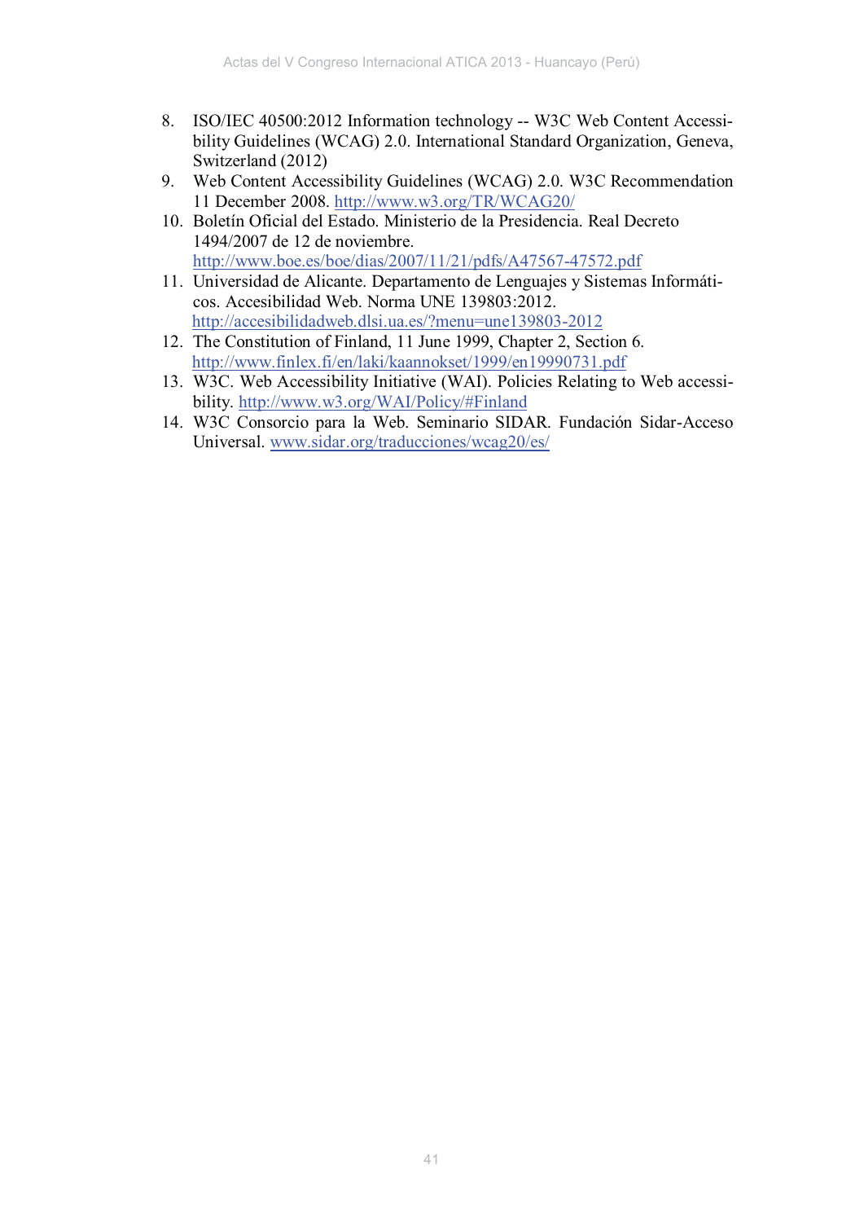8. ISO/IEC 40500:2012 Information technology -- W3C Web Content Accessibility Guidelines (WCAG) 2.0. International Standard Organization, Geneva, Switzerland (2012)
9. Web Content Accessibility Guidelines (WCAG) 2.0. W3C Recommendation 11 December 2008. http://www.w3.org/TR/WCAG20/
10. Boletín Oficial del Estado. Ministerio de la Presidencia. Real Decreto 1494/2007 de 12 de noviembre. http://www.boe.es/boe/dias/2007/11/21/pdfs/A47567-47572.pdf
11. Universidad de Alicante. Departamento de Lenguajes y Sistemas Informáticos. Accesibilidad Web. Norma UNE 139803:2012. http://accesibilidadweb.dlsi.ua.es/?menu=une139803-2012
12. The Constitution of Finland, 11 June 1999, Chapter 2, Section 6. http://www.finlex.fi/en/laki/kaannokset/1999/en19990731.pdf
13. W3C. Web Accessibility Initiative (WAI). Policies Relating to Web accessibility. http://www.w3.org/WAI/Policy/#Finland
14. W3C Consorcio para la Web. Seminario SIDAR. Fundación Sidar-Acceso Universal. www.sidar.org/traducciones/wcag20/es/